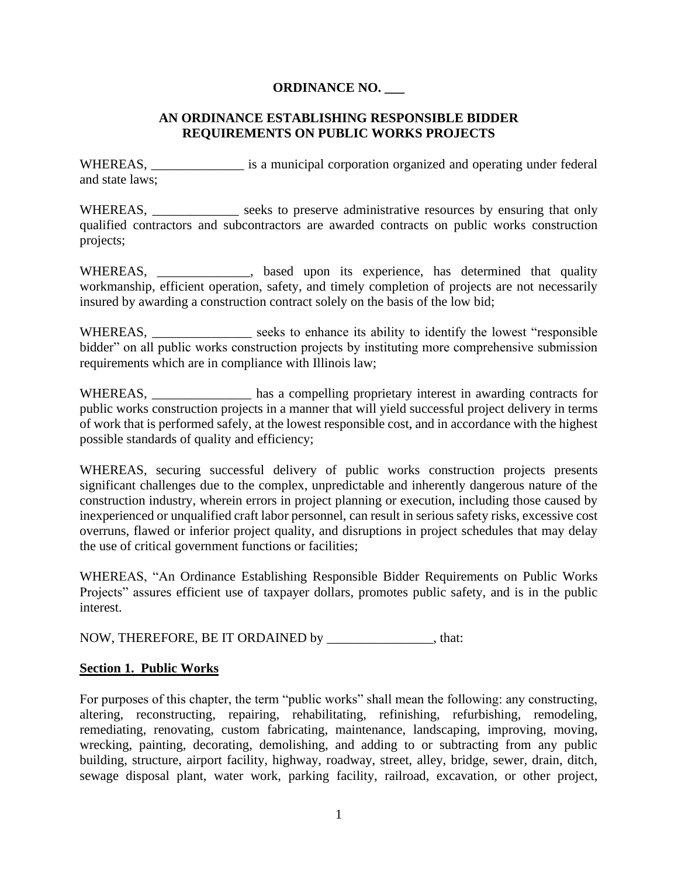**ORDINANCE NO. ___**

**AN ORDINANCE ESTABLISHING RESPONSIBLE BIDDER REQUIREMENTS ON PUBLIC WORKS PROJECTS**

WHEREAS, ______________ is a municipal corporation organized and operating under federal and state laws;

WHEREAS, _____________ seeks to preserve administrative resources by ensuring that only qualified contractors and subcontractors are awarded contracts on public works construction projects;

WHEREAS, ______________, based upon its experience, has determined that quality workmanship, efficient operation, safety, and timely completion of projects are not necessarily insured by awarding a construction contract solely on the basis of the low bid;

WHEREAS, _______________ seeks to enhance its ability to identify the lowest "responsible bidder" on all public works construction projects by instituting more comprehensive submission requirements which are in compliance with Illinois law;

WHEREAS, _______________ has a compelling proprietary interest in awarding contracts for public works construction projects in a manner that will yield successful project delivery in terms of work that is performed safely, at the lowest responsible cost, and in accordance with the highest possible standards of quality and efficiency;

WHEREAS, securing successful delivery of public works construction projects presents significant challenges due to the complex, unpredictable and inherently dangerous nature of the construction industry, wherein errors in project planning or execution, including those caused by inexperienced or unqualified craft labor personnel, can result in serious safety risks, excessive cost overruns, flawed or inferior project quality, and disruptions in project schedules that may delay the use of critical government functions or facilities;

WHEREAS, "An Ordinance Establishing Responsible Bidder Requirements on Public Works Projects" assures efficient use of taxpayer dollars, promotes public safety, and is in the public interest.

NOW, THEREFORE, BE IT ORDAINED by ________________, that:

## Section 1. Public Works

For purposes of this chapter, the term "public works" shall mean the following: any constructing, altering, reconstructing, repairing, rehabilitating, refinishing, refurbishing, remodeling, remediating, renovating, custom fabricating, maintenance, landscaping, improving, moving, wrecking, painting, decorating, demolishing, and adding to or subtracting from any public building, structure, airport facility, highway, roadway, street, alley, bridge, sewer, drain, ditch, sewage disposal plant, water work, parking facility, railroad, excavation, or other project,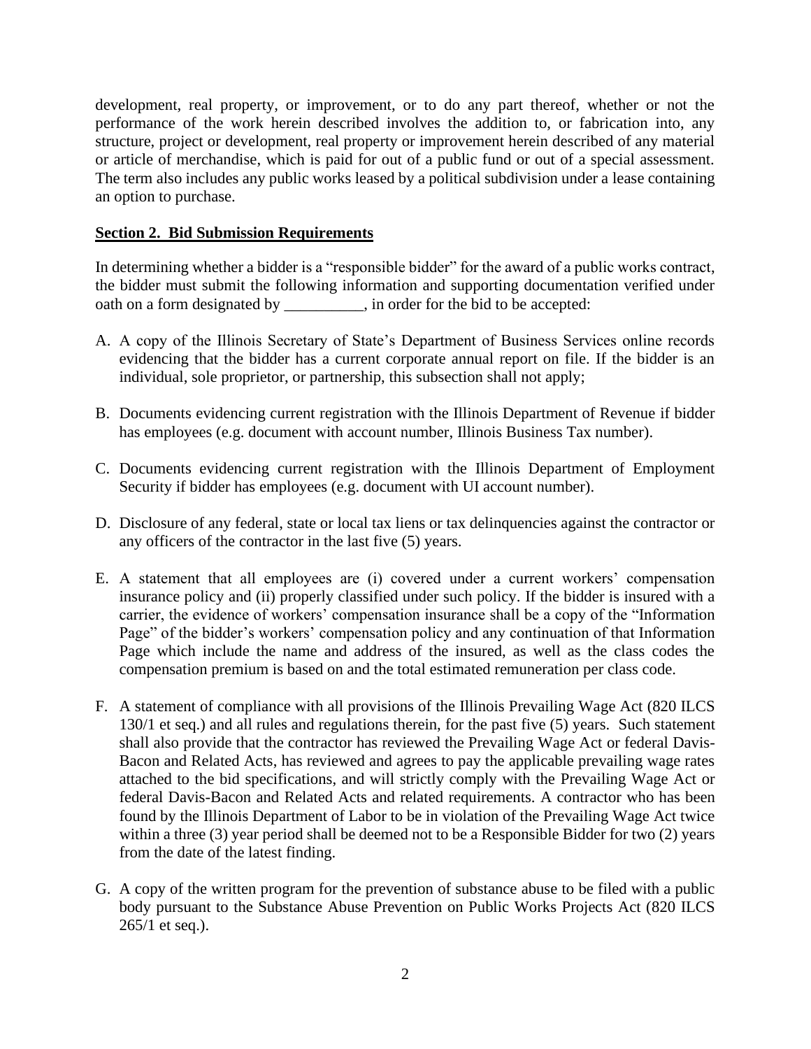development, real property, or improvement, or to do any part thereof, whether or not the performance of the work herein described involves the addition to, or fabrication into, any structure, project or development, real property or improvement herein described of any material or article of merchandise, which is paid for out of a public fund or out of a special assessment. The term also includes any public works leased by a political subdivision under a lease containing an option to purchase.

**Section 2. Bid Submission Requirements**

In determining whether a bidder is a "responsible bidder" for the award of a public works contract, the bidder must submit the following information and supporting documentation verified under oath on a form designated by __________, in order for the bid to be accepted:

A. A copy of the Illinois Secretary of State's Department of Business Services online records evidencing that the bidder has a current corporate annual report on file. If the bidder is an individual, sole proprietor, or partnership, this subsection shall not apply;

B. Documents evidencing current registration with the Illinois Department of Revenue if bidder has employees (e.g. document with account number, Illinois Business Tax number).

C. Documents evidencing current registration with the Illinois Department of Employment Security if bidder has employees (e.g. document with UI account number).

D. Disclosure of any federal, state or local tax liens or tax delinquencies against the contractor or any officers of the contractor in the last five (5) years.

E. A statement that all employees are (i) covered under a current workers' compensation insurance policy and (ii) properly classified under such policy. If the bidder is insured with a carrier, the evidence of workers' compensation insurance shall be a copy of the "Information Page" of the bidder's workers' compensation policy and any continuation of that Information Page which include the name and address of the insured, as well as the class codes the compensation premium is based on and the total estimated remuneration per class code.

F. A statement of compliance with all provisions of the Illinois Prevailing Wage Act (820 ILCS 130/1 et seq.) and all rules and regulations therein, for the past five (5) years. Such statement shall also provide that the contractor has reviewed the Prevailing Wage Act or federal Davis-Bacon and Related Acts, has reviewed and agrees to pay the applicable prevailing wage rates attached to the bid specifications, and will strictly comply with the Prevailing Wage Act or federal Davis-Bacon and Related Acts and related requirements. A contractor who has been found by the Illinois Department of Labor to be in violation of the Prevailing Wage Act twice within a three (3) year period shall be deemed not to be a Responsible Bidder for two (2) years from the date of the latest finding.

G. A copy of the written program for the prevention of substance abuse to be filed with a public body pursuant to the Substance Abuse Prevention on Public Works Projects Act (820 ILCS 265/1 et seq.).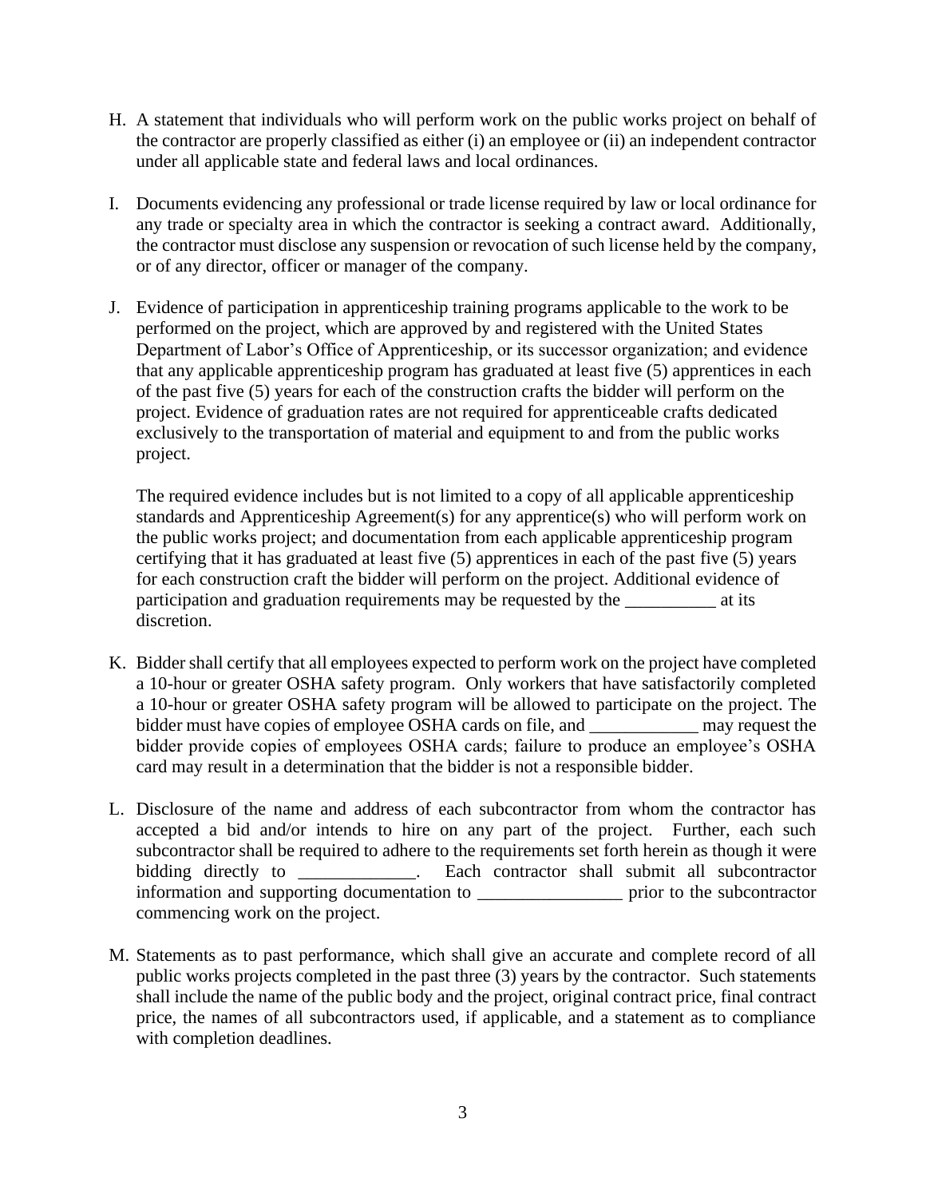H. A statement that individuals who will perform work on the public works project on behalf of the contractor are properly classified as either (i) an employee or (ii) an independent contractor under all applicable state and federal laws and local ordinances.

I. Documents evidencing any professional or trade license required by law or local ordinance for any trade or specialty area in which the contractor is seeking a contract award. Additionally, the contractor must disclose any suspension or revocation of such license held by the company, or of any director, officer or manager of the company.

J. Evidence of participation in apprenticeship training programs applicable to the work to be performed on the project, which are approved by and registered with the United States Department of Labor's Office of Apprenticeship, or its successor organization; and evidence that any applicable apprenticeship program has graduated at least five (5) apprentices in each of the past five (5) years for each of the construction crafts the bidder will perform on the project. Evidence of graduation rates are not required for apprenticeable crafts dedicated exclusively to the transportation of material and equipment to and from the public works project.

   The required evidence includes but is not limited to a copy of all applicable apprenticeship standards and Apprenticeship Agreement(s) for any apprentice(s) who will perform work on the public works project; and documentation from each applicable apprenticeship program certifying that it has graduated at least five (5) apprentices in each of the past five (5) years for each construction craft the bidder will perform on the project. Additional evidence of participation and graduation requirements may be requested by the __________ at its discretion.

K. Bidder shall certify that all employees expected to perform work on the project have completed a 10-hour or greater OSHA safety program. Only workers that have satisfactorily completed a 10-hour or greater OSHA safety program will be allowed to participate on the project. The bidder must have copies of employee OSHA cards on file, and ____________ may request the bidder provide copies of employees OSHA cards; failure to produce an employee's OSHA card may result in a determination that the bidder is not a responsible bidder.

L. Disclosure of the name and address of each subcontractor from whom the contractor has accepted a bid and/or intends to hire on any part of the project. Further, each such subcontractor shall be required to adhere to the requirements set forth herein as though it were bidding directly to _____________. Each contractor shall submit all subcontractor information and supporting documentation to ________________ prior to the subcontractor commencing work on the project.

M. Statements as to past performance, which shall give an accurate and complete record of all public works projects completed in the past three (3) years by the contractor. Such statements shall include the name of the public body and the project, original contract price, final contract price, the names of all subcontractors used, if applicable, and a statement as to compliance with completion deadlines.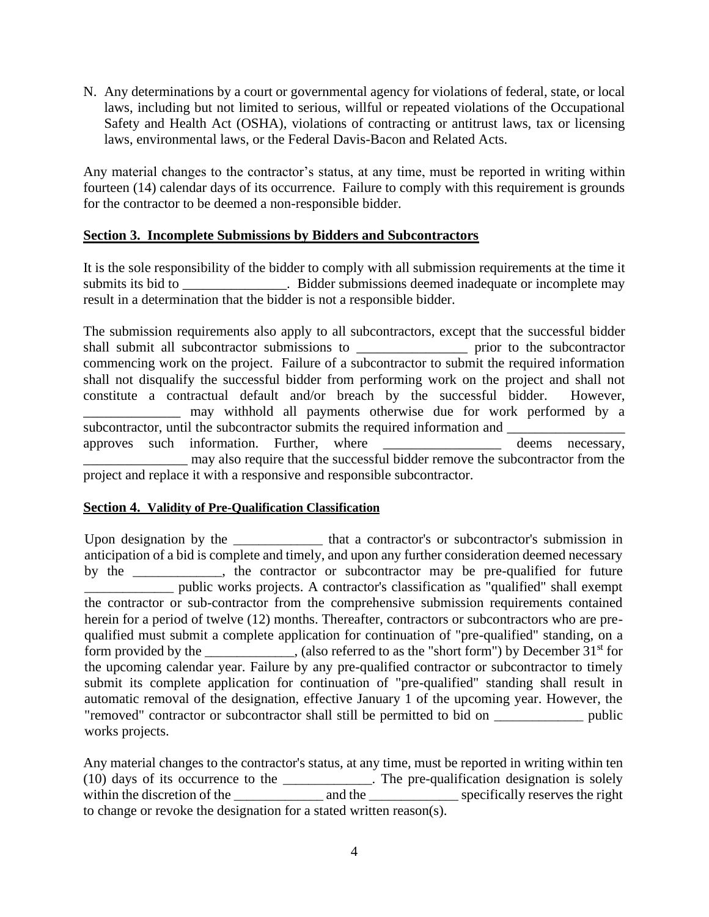N. Any determinations by a court or governmental agency for violations of federal, state, or local laws, including but not limited to serious, willful or repeated violations of the Occupational Safety and Health Act (OSHA), violations of contracting or antitrust laws, tax or licensing laws, environmental laws, or the Federal Davis-Bacon and Related Acts.

Any material changes to the contractor's status, at any time, must be reported in writing within fourteen (14) calendar days of its occurrence. Failure to comply with this requirement is grounds for the contractor to be deemed a non-responsible bidder.

**Section 3. Incomplete Submissions by Bidders and Subcontractors**

It is the sole responsibility of the bidder to comply with all submission requirements at the time it submits its bid to _______________. Bidder submissions deemed inadequate or incomplete may result in a determination that the bidder is not a responsible bidder.

The submission requirements also apply to all subcontractors, except that the successful bidder shall submit all subcontractor submissions to ________________ prior to the subcontractor commencing work on the project. Failure of a subcontractor to submit the required information shall not disqualify the successful bidder from performing work on the project and shall not constitute a contractual default and/or breach by the successful bidder. However, ______________ may withhold all payments otherwise due for work performed by a subcontractor, until the subcontractor submits the required information and _________________ approves such information. Further, where _________________ deems necessary, _______________ may also require that the successful bidder remove the subcontractor from the project and replace it with a responsive and responsible subcontractor.

**Section 4. Validity of Pre-Qualification Classification**

Upon designation by the _____________ that a contractor's or subcontractor's submission in anticipation of a bid is complete and timely, and upon any further consideration deemed necessary by the _____________, the contractor or subcontractor may be pre-qualified for future _____________ public works projects. A contractor's classification as "qualified" shall exempt the contractor or sub-contractor from the comprehensive submission requirements contained herein for a period of twelve (12) months. Thereafter, contractors or subcontractors who are pre-qualified must submit a complete application for continuation of "pre-qualified" standing, on a form provided by the _____________, (also referred to as the "short form") by December 31st for the upcoming calendar year. Failure by any pre-qualified contractor or subcontractor to timely submit its complete application for continuation of "pre-qualified" standing shall result in automatic removal of the designation, effective January 1 of the upcoming year. However, the "removed" contractor or subcontractor shall still be permitted to bid on _____________ public works projects.

Any material changes to the contractor's status, at any time, must be reported in writing within ten (10) days of its occurrence to the _____________. The pre-qualification designation is solely within the discretion of the _____________ and the _____________ specifically reserves the right to change or revoke the designation for a stated written reason(s).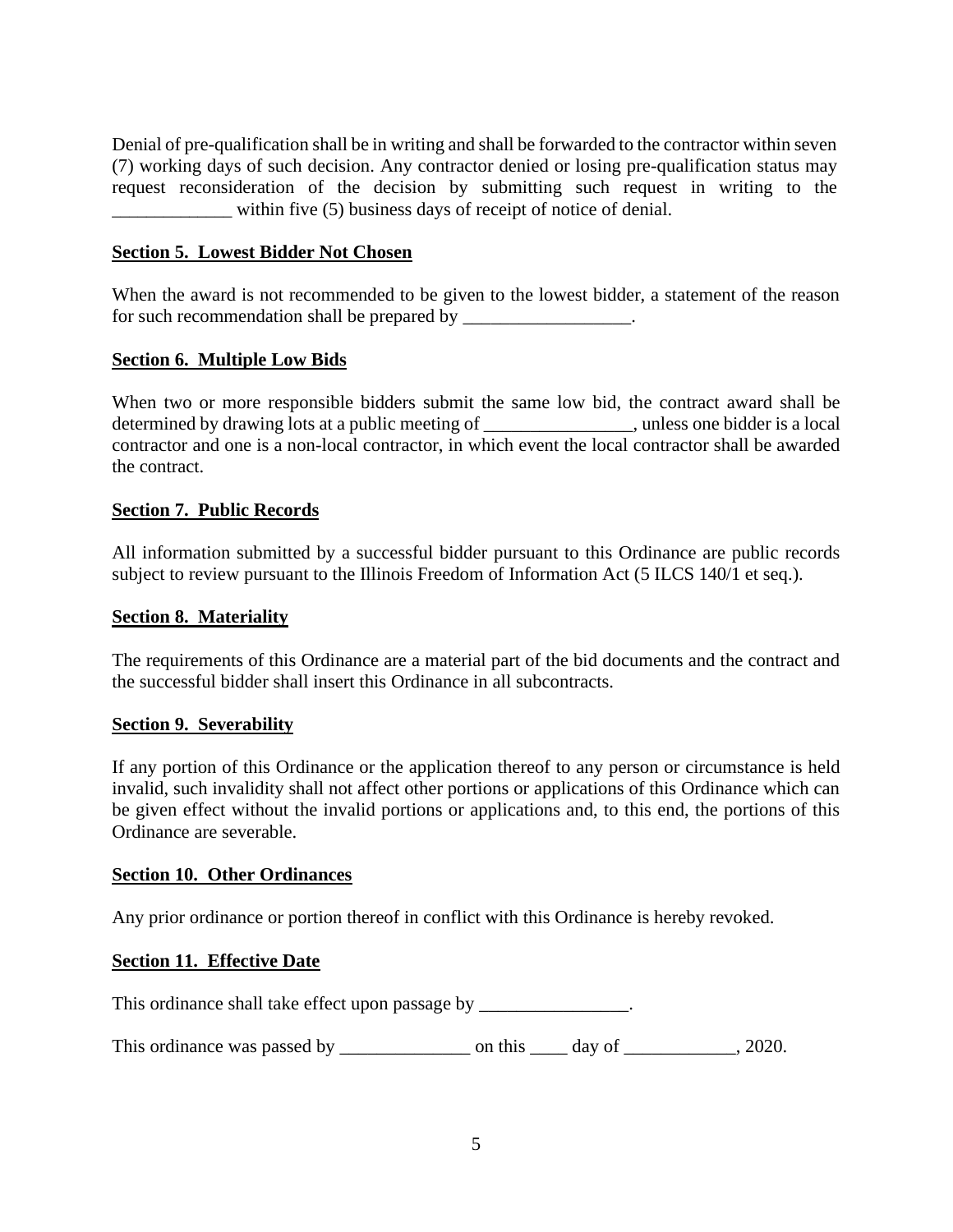Denial of pre-qualification shall be in writing and shall be forwarded to the contractor within seven (7) working days of such decision. Any contractor denied or losing pre-qualification status may request reconsideration of the decision by submitting such request in writing to the _____________ within five (5) business days of receipt of notice of denial.

**Section 5. Lowest Bidder Not Chosen**

When the award is not recommended to be given to the lowest bidder, a statement of the reason for such recommendation shall be prepared by __________________.

**Section 6. Multiple Low Bids**

When two or more responsible bidders submit the same low bid, the contract award shall be determined by drawing lots at a public meeting of ________________, unless one bidder is a local contractor and one is a non-local contractor, in which event the local contractor shall be awarded the contract.

**Section 7. Public Records**

All information submitted by a successful bidder pursuant to this Ordinance are public records subject to review pursuant to the Illinois Freedom of Information Act (5 ILCS 140/1 et seq.).

**Section 8. Materiality**

The requirements of this Ordinance are a material part of the bid documents and the contract and the successful bidder shall insert this Ordinance in all subcontracts.

**Section 9. Severability**

If any portion of this Ordinance or the application thereof to any person or circumstance is held invalid, such invalidity shall not affect other portions or applications of this Ordinance which can be given effect without the invalid portions or applications and, to this end, the portions of this Ordinance are severable.

**Section 10. Other Ordinances**

Any prior ordinance or portion thereof in conflict with this Ordinance is hereby revoked.

**Section 11. Effective Date**

This ordinance shall take effect upon passage by ________________.

This ordinance was passed by ______________ on this ____ day of ____________, 2020.